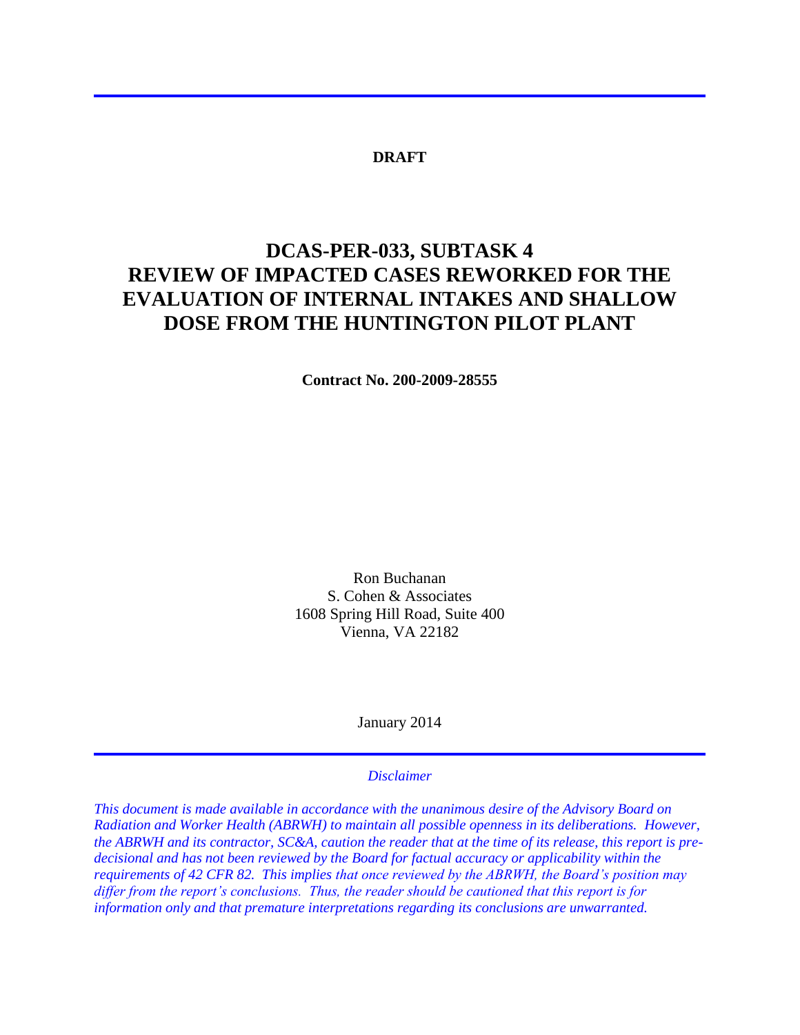**DRAFT**

# DCAS-PER-033, SUBTASK 4 REVIEW OF IMPACTED CASES REWORKED FOR THE EVALUATION OF INTERNAL INTAKES AND SHALLOW DOSE FROM THE HUNTINGTON PILOT PLANT

**Contract No. 200-2009-28555**

Ron Buchanan
S. Cohen & Associates
1608 Spring Hill Road, Suite 400
Vienna, VA 22182

January 2014

*Disclaimer*

*This document is made available in accordance with the unanimous desire of the Advisory Board on Radiation and Worker Health (ABRWH) to maintain all possible openness in its deliberations. However, the ABRWH and its contractor, SC&A, caution the reader that at the time of its release, this report is pre-decisional and has not been reviewed by the Board for factual accuracy or applicability within the requirements of 42 CFR 82. This implies that once reviewed by the ABRWH, the Board's position may differ from the report's conclusions. Thus, the reader should be cautioned that this report is for information only and that premature interpretations regarding its conclusions are unwarranted.*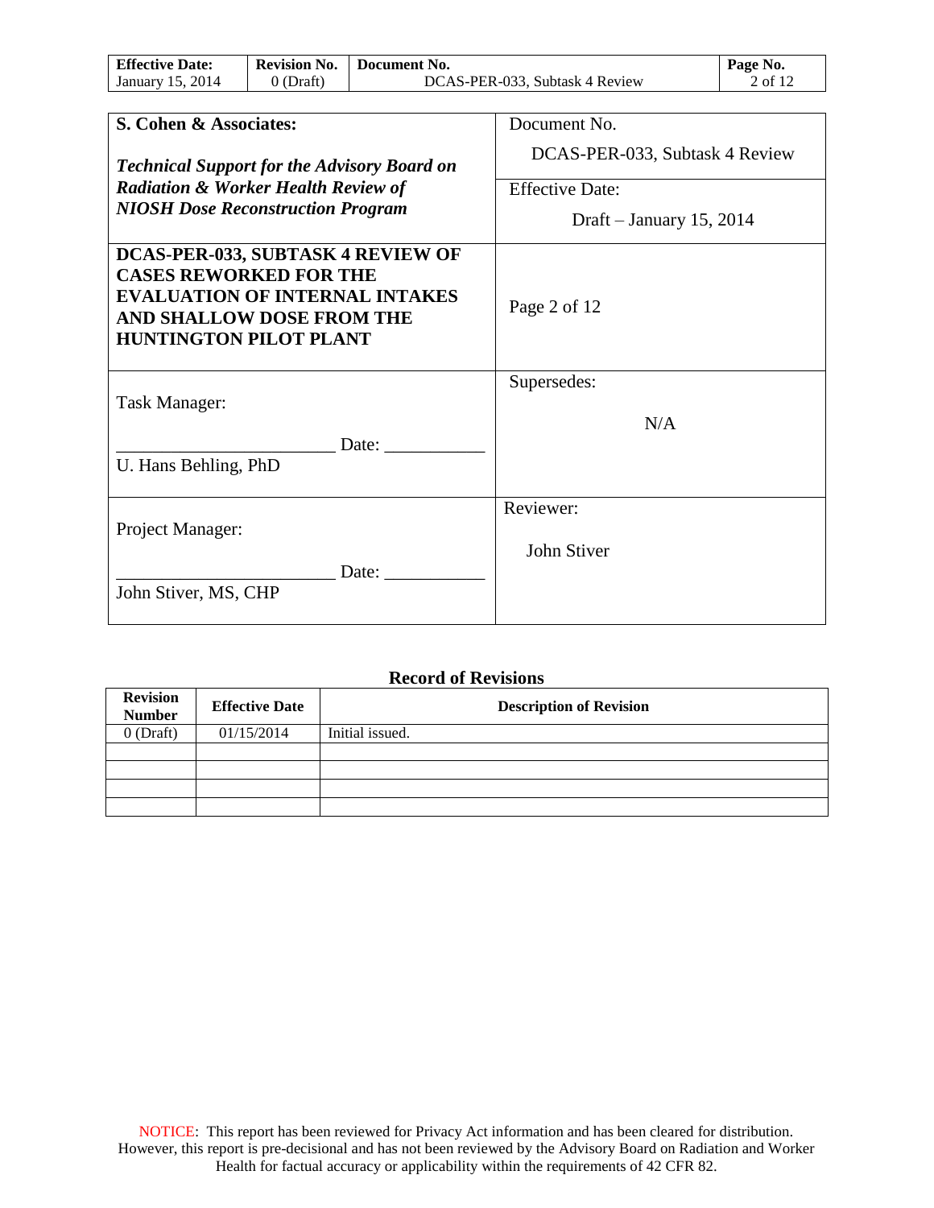| S. Cohen & Associates: *Technical Support for the Advisory Board on Radiation & Worker Health Review of NIOSH Dose Reconstruction Program* | Document No. DCAS-PER-033, Subtask 4 Review |
|---|---|
| | Effective Date: Draft – January 15, 2014 |
| **DCAS-PER-033, SUBTASK 4 REVIEW OF CASES REWORKED FOR THE EVALUATION OF INTERNAL INTAKES AND SHALLOW DOSE FROM THE HUNTINGTON PILOT PLANT** | Page 2 of 12 |
| Task Manager: ________________________ Date: ___________ U. Hans Behling, PhD | Supersedes: N/A |
| Project Manager: ________________________ Date: ___________ John Stiver, MS, CHP | Reviewer: John Stiver |

### Record of Revisions

| Revision Number | Effective Date | Description of Revision |
|---|---|---|
| 0 (Draft) | 01/15/2014 | Initial issued. |
| | | |
| | | |
| | | |
| | | |

NOTICE: This report has been reviewed for Privacy Act information and has been cleared for distribution. However, this report is pre-decisional and has not been reviewed by the Advisory Board on Radiation and Worker Health for factual accuracy or applicability within the requirements of 42 CFR 82.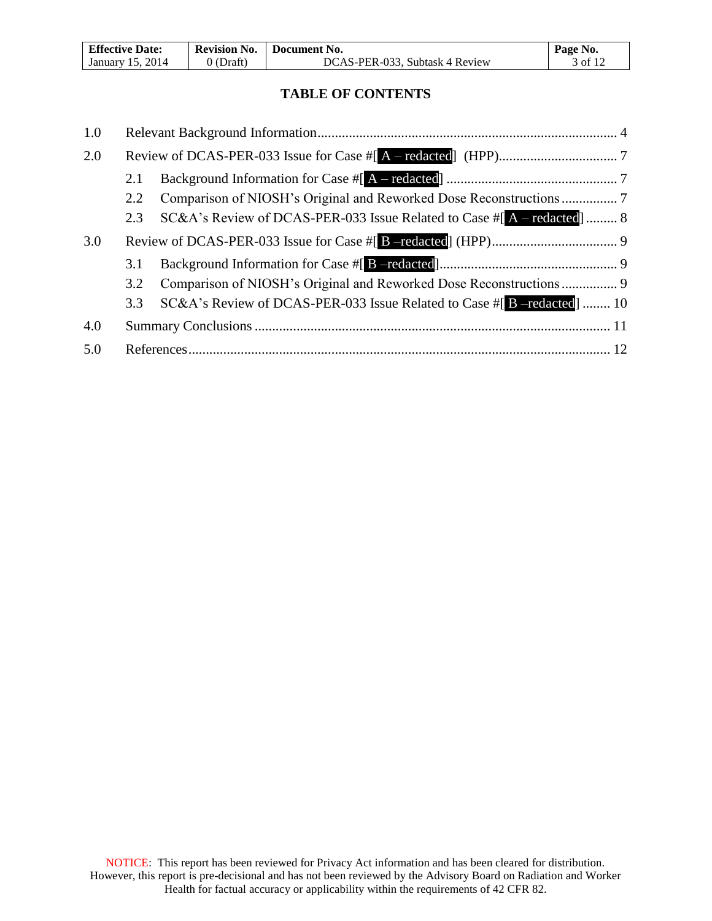## TABLE OF CONTENTS

1.0 Relevant Background Information ........................................................................................ 4

2.0 Review of DCAS-PER-033 Issue for Case #[A – redacted] (HPP) .................................. 7

- 2.1 Background Information for Case #[A – redacted] ................................................. 7
- 2.2 Comparison of NIOSH's Original and Reworked Dose Reconstructions ................ 7
- 2.3 SC&A's Review of DCAS-PER-033 Issue Related to Case #[A – redacted] ......... 8

3.0 Review of DCAS-PER-033 Issue for Case #[B –redacted] (HPP) .................................... 9

- 3.1 Background Information for Case #[B –redacted] ................................................... 9
- 3.2 Comparison of NIOSH's Original and Reworked Dose Reconstructions ................ 9
- 3.3 SC&A's Review of DCAS-PER-033 Issue Related to Case #[B –redacted] ........ 10

4.0 Summary Conclusions ...................................................................................................... 11

5.0 References ......................................................................................................................... 12

NOTICE: This report has been reviewed for Privacy Act information and has been cleared for distribution. However, this report is pre-decisional and has not been reviewed by the Advisory Board on Radiation and Worker Health for factual accuracy or applicability within the requirements of 42 CFR 82.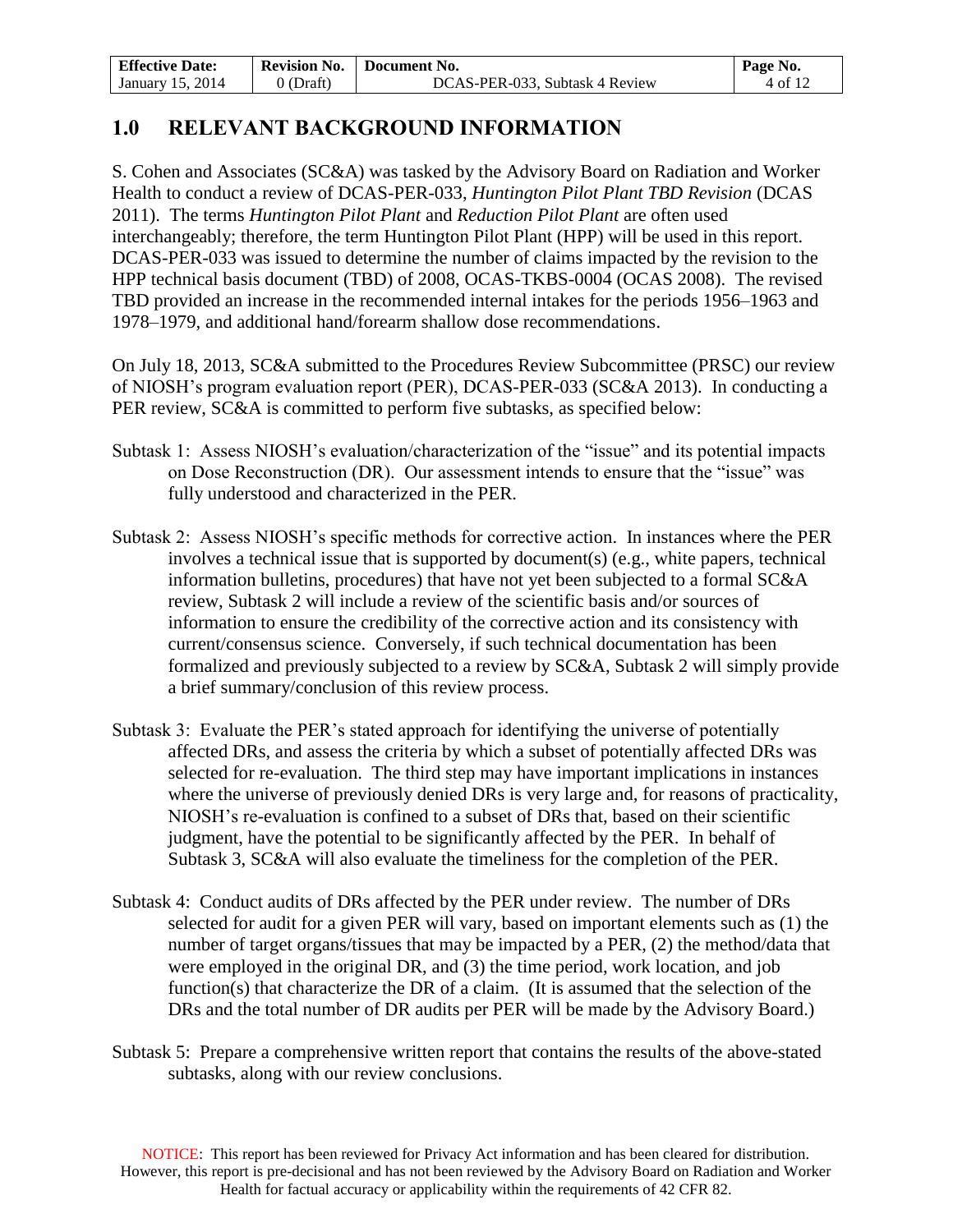## 1.0 RELEVANT BACKGROUND INFORMATION

S. Cohen and Associates (SC&A) was tasked by the Advisory Board on Radiation and Worker Health to conduct a review of DCAS-PER-033, *Huntington Pilot Plant TBD Revision* (DCAS 2011). The terms *Huntington Pilot Plant* and *Reduction Pilot Plant* are often used interchangeably; therefore, the term Huntington Pilot Plant (HPP) will be used in this report. DCAS-PER-033 was issued to determine the number of claims impacted by the revision to the HPP technical basis document (TBD) of 2008, OCAS-TKBS-0004 (OCAS 2008). The revised TBD provided an increase in the recommended internal intakes for the periods 1956–1963 and 1978–1979, and additional hand/forearm shallow dose recommendations.

On July 18, 2013, SC&A submitted to the Procedures Review Subcommittee (PRSC) our review of NIOSH's program evaluation report (PER), DCAS-PER-033 (SC&A 2013). In conducting a PER review, SC&A is committed to perform five subtasks, as specified below:

Subtask 1: Assess NIOSH's evaluation/characterization of the "issue" and its potential impacts on Dose Reconstruction (DR). Our assessment intends to ensure that the "issue" was fully understood and characterized in the PER.

Subtask 2: Assess NIOSH's specific methods for corrective action. In instances where the PER involves a technical issue that is supported by document(s) (e.g., white papers, technical information bulletins, procedures) that have not yet been subjected to a formal SC&A review, Subtask 2 will include a review of the scientific basis and/or sources of information to ensure the credibility of the corrective action and its consistency with current/consensus science. Conversely, if such technical documentation has been formalized and previously subjected to a review by SC&A, Subtask 2 will simply provide a brief summary/conclusion of this review process.

Subtask 3: Evaluate the PER's stated approach for identifying the universe of potentially affected DRs, and assess the criteria by which a subset of potentially affected DRs was selected for re-evaluation. The third step may have important implications in instances where the universe of previously denied DRs is very large and, for reasons of practicality, NIOSH's re-evaluation is confined to a subset of DRs that, based on their scientific judgment, have the potential to be significantly affected by the PER. In behalf of Subtask 3, SC&A will also evaluate the timeliness for the completion of the PER.

Subtask 4: Conduct audits of DRs affected by the PER under review. The number of DRs selected for audit for a given PER will vary, based on important elements such as (1) the number of target organs/tissues that may be impacted by a PER, (2) the method/data that were employed in the original DR, and (3) the time period, work location, and job function(s) that characterize the DR of a claim. (It is assumed that the selection of the DRs and the total number of DR audits per PER will be made by the Advisory Board.)

Subtask 5: Prepare a comprehensive written report that contains the results of the above-stated subtasks, along with our review conclusions.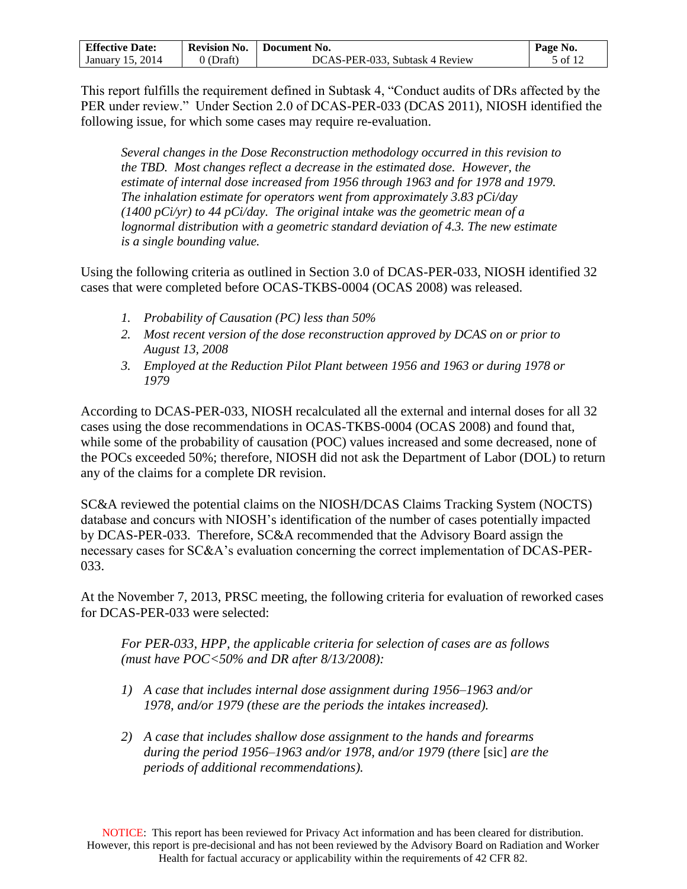This report fulfills the requirement defined in Subtask 4, "Conduct audits of DRs affected by the PER under review." Under Section 2.0 of DCAS-PER-033 (DCAS 2011), NIOSH identified the following issue, for which some cases may require re-evaluation.

> *Several changes in the Dose Reconstruction methodology occurred in this revision to the TBD. Most changes reflect a decrease in the estimated dose. However, the estimate of internal dose increased from 1956 through 1963 and for 1978 and 1979. The inhalation estimate for operators went from approximately 3.83 pCi/day (1400 pCi/yr) to 44 pCi/day. The original intake was the geometric mean of a lognormal distribution with a geometric standard deviation of 4.3. The new estimate is a single bounding value.*

Using the following criteria as outlined in Section 3.0 of DCAS-PER-033, NIOSH identified 32 cases that were completed before OCAS-TKBS-0004 (OCAS 2008) was released.

1. *Probability of Causation (PC) less than 50%*
2. *Most recent version of the dose reconstruction approved by DCAS on or prior to August 13, 2008*
3. *Employed at the Reduction Pilot Plant between 1956 and 1963 or during 1978 or 1979*

According to DCAS-PER-033, NIOSH recalculated all the external and internal doses for all 32 cases using the dose recommendations in OCAS-TKBS-0004 (OCAS 2008) and found that, while some of the probability of causation (POC) values increased and some decreased, none of the POCs exceeded 50%; therefore, NIOSH did not ask the Department of Labor (DOL) to return any of the claims for a complete DR revision.

SC&A reviewed the potential claims on the NIOSH/DCAS Claims Tracking System (NOCTS) database and concurs with NIOSH's identification of the number of cases potentially impacted by DCAS-PER-033. Therefore, SC&A recommended that the Advisory Board assign the necessary cases for SC&A's evaluation concerning the correct implementation of DCAS-PER-033.

At the November 7, 2013, PRSC meeting, the following criteria for evaluation of reworked cases for DCAS-PER-033 were selected:

> *For PER-033, HPP, the applicable criteria for selection of cases are as follows (must have POC<50% and DR after 8/13/2008):*
>
> 1) *A case that includes internal dose assignment during 1956–1963 and/or 1978, and/or 1979 (these are the periods the intakes increased).*
>
> 2) *A case that includes shallow dose assignment to the hands and forearms during the period 1956–1963 and/or 1978, and/or 1979 (there* [sic] *are the periods of additional recommendations).*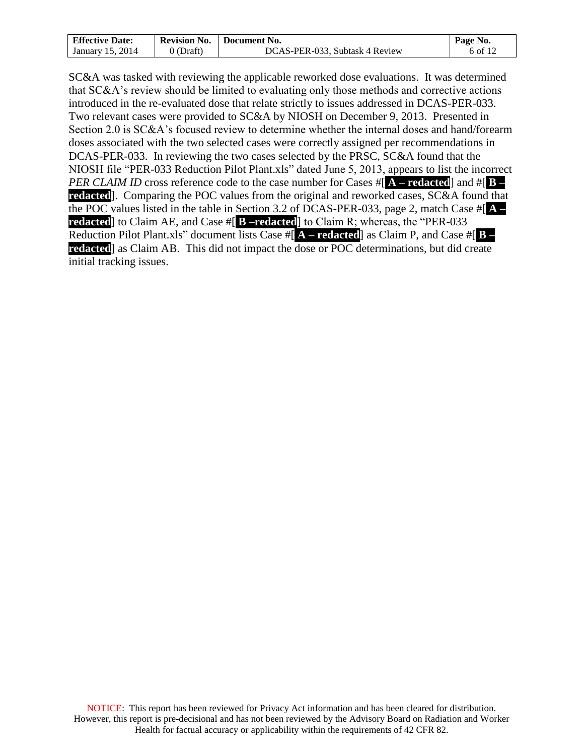SC&A was tasked with reviewing the applicable reworked dose evaluations. It was determined that SC&A's review should be limited to evaluating only those methods and corrective actions introduced in the re-evaluated dose that relate strictly to issues addressed in DCAS-PER-033. Two relevant cases were provided to SC&A by NIOSH on December 9, 2013. Presented in Section 2.0 is SC&A's focused review to determine whether the internal doses and hand/forearm doses associated with the two selected cases were correctly assigned per recommendations in DCAS-PER-033. In reviewing the two cases selected by the PRSC, SC&A found that the NIOSH file "PER-033 Reduction Pilot Plant.xls" dated June 5, 2013, appears to list the incorrect *PER CLAIM ID* cross reference code to the case number for Cases #[**A – redacted**] and #[**B – redacted**]. Comparing the POC values from the original and reworked cases, SC&A found that the POC values listed in the table in Section 3.2 of DCAS-PER-033, page 2, match Case #[**A – redacted**] to Claim AE, and Case #[**B –redacted**] to Claim R; whereas, the "PER-033 Reduction Pilot Plant.xls" document lists Case #[**A – redacted**] as Claim P, and Case #[**B – redacted**] as Claim AB. This did not impact the dose or POC determinations, but did create initial tracking issues.

NOTICE: This report has been reviewed for Privacy Act information and has been cleared for distribution. However, this report is pre-decisional and has not been reviewed by the Advisory Board on Radiation and Worker Health for factual accuracy or applicability within the requirements of 42 CFR 82.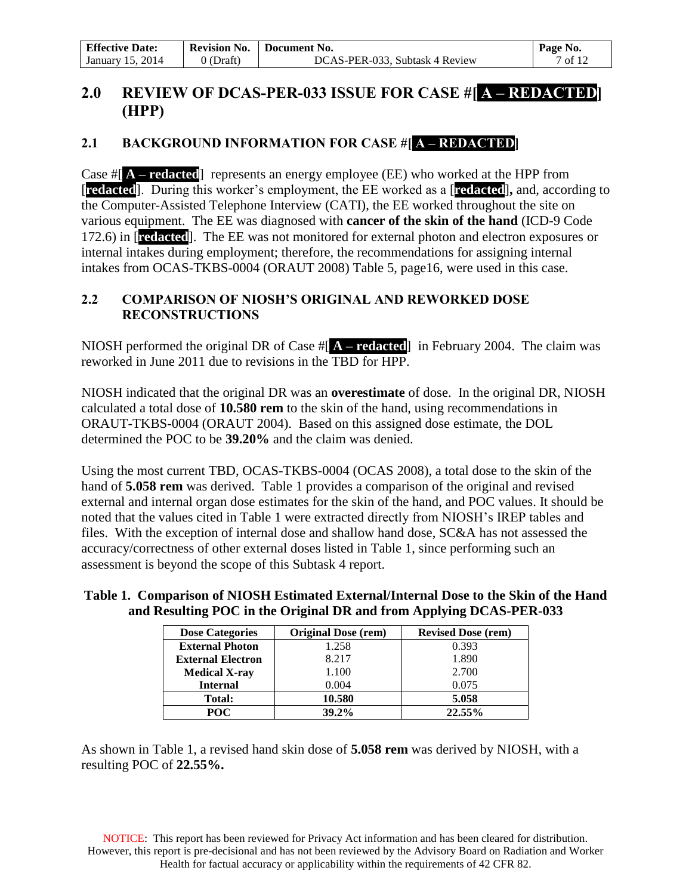## 2.0 REVIEW OF DCAS-PER-033 ISSUE FOR CASE #[A – REDACTED] (HPP)

### 2.1 BACKGROUND INFORMATION FOR CASE #[A – REDACTED]

Case #[**A – redacted**] represents an energy employee (EE) who worked at the HPP from [**redacted**]. During this worker's employment, the EE worked as a [**redacted**]**,** and, according to the Computer-Assisted Telephone Interview (CATI), the EE worked throughout the site on various equipment. The EE was diagnosed with **cancer of the skin of the hand** (ICD-9 Code 172.6) in [**redacted**]. The EE was not monitored for external photon and electron exposures or internal intakes during employment; therefore, the recommendations for assigning internal intakes from OCAS-TKBS-0004 (ORAUT 2008) Table 5, page16, were used in this case.

### 2.2 COMPARISON OF NIOSH'S ORIGINAL AND REWORKED DOSE RECONSTRUCTIONS

NIOSH performed the original DR of Case #[**A – redacted**] in February 2004. The claim was reworked in June 2011 due to revisions in the TBD for HPP.

NIOSH indicated that the original DR was an **overestimate** of dose. In the original DR, NIOSH calculated a total dose of **10.580 rem** to the skin of the hand, using recommendations in ORAUT-TKBS-0004 (ORAUT 2004). Based on this assigned dose estimate, the DOL determined the POC to be **39.20%** and the claim was denied.

Using the most current TBD, OCAS-TKBS-0004 (OCAS 2008), a total dose to the skin of the hand of **5.058 rem** was derived. Table 1 provides a comparison of the original and revised external and internal organ dose estimates for the skin of the hand, and POC values. It should be noted that the values cited in Table 1 were extracted directly from NIOSH's IREP tables and files. With the exception of internal dose and shallow hand dose, SC&A has not assessed the accuracy/correctness of other external doses listed in Table 1, since performing such an assessment is beyond the scope of this Subtask 4 report.

**Table 1. Comparison of NIOSH Estimated External/Internal Dose to the Skin of the Hand and Resulting POC in the Original DR and from Applying DCAS-PER-033**

| Dose Categories | Original Dose (rem) | Revised Dose (rem) |
|---|---|---|
| **External Photon** | 1.258 | 0.393 |
| **External Electron** | 8.217 | 1.890 |
| **Medical X-ray** | 1.100 | 2.700 |
| **Internal** | 0.004 | 0.075 |
| **Total:** | **10.580** | **5.058** |
| **POC** | **39.2%** | **22.55%** |

As shown in Table 1, a revised hand skin dose of **5.058 rem** was derived by NIOSH, with a resulting POC of **22.55%.**

NOTICE: This report has been reviewed for Privacy Act information and has been cleared for distribution. However, this report is pre-decisional and has not been reviewed by the Advisory Board on Radiation and Worker Health for factual accuracy or applicability within the requirements of 42 CFR 82.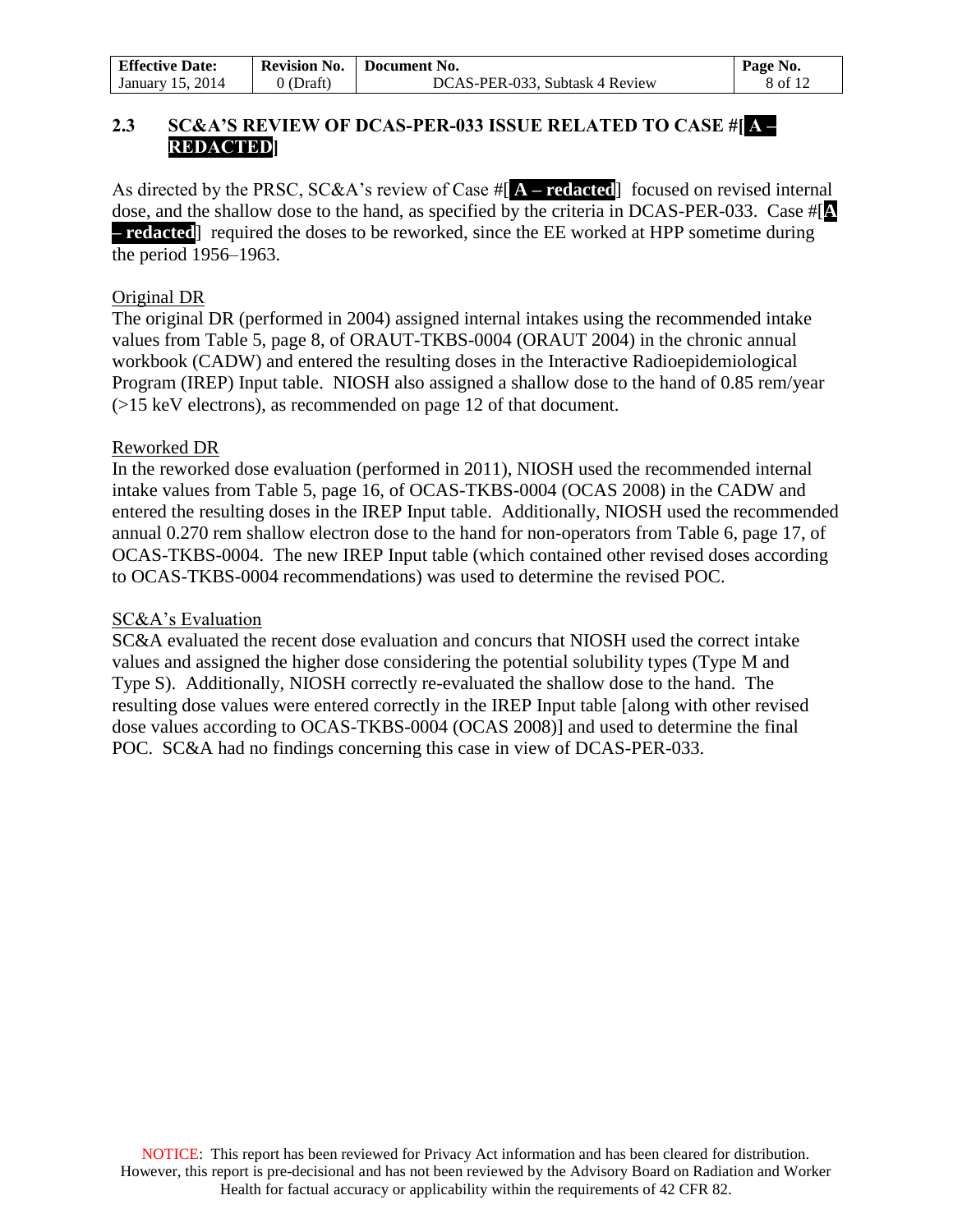## 2.3 SC&A'S REVIEW OF DCAS-PER-033 ISSUE RELATED TO CASE #[A – REDACTED]

As directed by the PRSC, SC&A's review of Case #[A – redacted] focused on revised internal dose, and the shallow dose to the hand, as specified by the criteria in DCAS-PER-033. Case #[A – redacted] required the doses to be reworked, since the EE worked at HPP sometime during the period 1956–1963.

Original DR

The original DR (performed in 2004) assigned internal intakes using the recommended intake values from Table 5, page 8, of ORAUT-TKBS-0004 (ORAUT 2004) in the chronic annual workbook (CADW) and entered the resulting doses in the Interactive Radioepidemiological Program (IREP) Input table. NIOSH also assigned a shallow dose to the hand of 0.85 rem/year (>15 keV electrons), as recommended on page 12 of that document.

Reworked DR

In the reworked dose evaluation (performed in 2011), NIOSH used the recommended internal intake values from Table 5, page 16, of OCAS-TKBS-0004 (OCAS 2008) in the CADW and entered the resulting doses in the IREP Input table. Additionally, NIOSH used the recommended annual 0.270 rem shallow electron dose to the hand for non-operators from Table 6, page 17, of OCAS-TKBS-0004. The new IREP Input table (which contained other revised doses according to OCAS-TKBS-0004 recommendations) was used to determine the revised POC.

SC&A's Evaluation

SC&A evaluated the recent dose evaluation and concurs that NIOSH used the correct intake values and assigned the higher dose considering the potential solubility types (Type M and Type S). Additionally, NIOSH correctly re-evaluated the shallow dose to the hand. The resulting dose values were entered correctly in the IREP Input table [along with other revised dose values according to OCAS-TKBS-0004 (OCAS 2008)] and used to determine the final POC. SC&A had no findings concerning this case in view of DCAS-PER-033.

NOTICE: This report has been reviewed for Privacy Act information and has been cleared for distribution. However, this report is pre-decisional and has not been reviewed by the Advisory Board on Radiation and Worker Health for factual accuracy or applicability within the requirements of 42 CFR 82.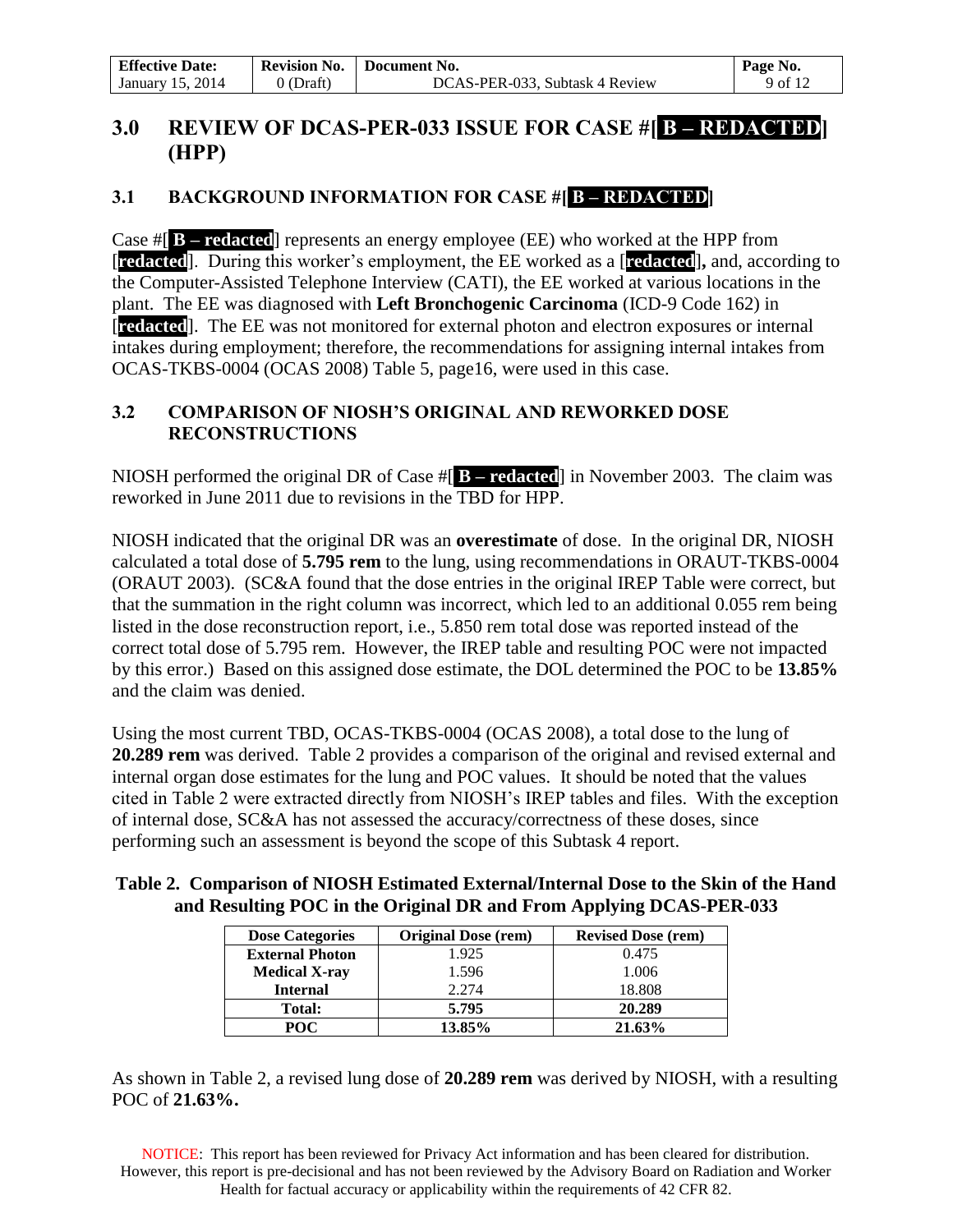## 3.0 REVIEW OF DCAS-PER-033 ISSUE FOR CASE #[ B – REDACTED] (HPP)

### 3.1 BACKGROUND INFORMATION FOR CASE #[ B – REDACTED]

Case #[ **B – redacted**] represents an energy employee (EE) who worked at the HPP from [**redacted**]. During this worker's employment, the EE worked as a [**redacted**]**,** and, according to the Computer-Assisted Telephone Interview (CATI), the EE worked at various locations in the plant. The EE was diagnosed with **Left Bronchogenic Carcinoma** (ICD-9 Code 162) in [**redacted**]. The EE was not monitored for external photon and electron exposures or internal intakes during employment; therefore, the recommendations for assigning internal intakes from OCAS-TKBS-0004 (OCAS 2008) Table 5, page16, were used in this case.

### 3.2 COMPARISON OF NIOSH'S ORIGINAL AND REWORKED DOSE RECONSTRUCTIONS

NIOSH performed the original DR of Case #[ **B – redacted**] in November 2003. The claim was reworked in June 2011 due to revisions in the TBD for HPP.

NIOSH indicated that the original DR was an **overestimate** of dose. In the original DR, NIOSH calculated a total dose of **5.795 rem** to the lung, using recommendations in ORAUT-TKBS-0004 (ORAUT 2003). (SC&A found that the dose entries in the original IREP Table were correct, but that the summation in the right column was incorrect, which led to an additional 0.055 rem being listed in the dose reconstruction report, i.e., 5.850 rem total dose was reported instead of the correct total dose of 5.795 rem. However, the IREP table and resulting POC were not impacted by this error.) Based on this assigned dose estimate, the DOL determined the POC to be **13.85%** and the claim was denied.

Using the most current TBD, OCAS-TKBS-0004 (OCAS 2008), a total dose to the lung of **20.289 rem** was derived. Table 2 provides a comparison of the original and revised external and internal organ dose estimates for the lung and POC values. It should be noted that the values cited in Table 2 were extracted directly from NIOSH's IREP tables and files. With the exception of internal dose, SC&A has not assessed the accuracy/correctness of these doses, since performing such an assessment is beyond the scope of this Subtask 4 report.

**Table 2. Comparison of NIOSH Estimated External/Internal Dose to the Skin of the Hand and Resulting POC in the Original DR and From Applying DCAS-PER-033**

| Dose Categories | Original Dose (rem) | Revised Dose (rem) |
|---|---|---|
| **External Photon** | 1.925 | 0.475 |
| **Medical X-ray** | 1.596 | 1.006 |
| **Internal** | 2.274 | 18.808 |
| **Total:** | **5.795** | **20.289** |
| **POC** | **13.85%** | **21.63%** |

As shown in Table 2, a revised lung dose of **20.289 rem** was derived by NIOSH, with a resulting POC of **21.63%.**

NOTICE: This report has been reviewed for Privacy Act information and has been cleared for distribution. However, this report is pre-decisional and has not been reviewed by the Advisory Board on Radiation and Worker Health for factual accuracy or applicability within the requirements of 42 CFR 82.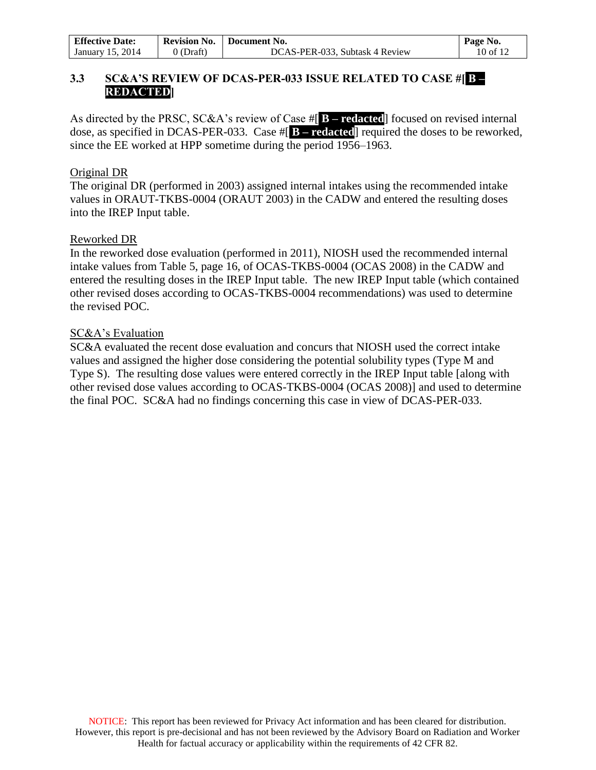### 3.3 SC&A'S REVIEW OF DCAS-PER-033 ISSUE RELATED TO CASE #[ B – REDACTED]

As directed by the PRSC, SC&A's review of Case #[ B – redacted] focused on revised internal dose, as specified in DCAS-PER-033. Case #[ B – redacted] required the doses to be reworked, since the EE worked at HPP sometime during the period 1956–1963.

Original DR

The original DR (performed in 2003) assigned internal intakes using the recommended intake values in ORAUT-TKBS-0004 (ORAUT 2003) in the CADW and entered the resulting doses into the IREP Input table.

Reworked DR

In the reworked dose evaluation (performed in 2011), NIOSH used the recommended internal intake values from Table 5, page 16, of OCAS-TKBS-0004 (OCAS 2008) in the CADW and entered the resulting doses in the IREP Input table. The new IREP Input table (which contained other revised doses according to OCAS-TKBS-0004 recommendations) was used to determine the revised POC.

SC&A's Evaluation

SC&A evaluated the recent dose evaluation and concurs that NIOSH used the correct intake values and assigned the higher dose considering the potential solubility types (Type M and Type S). The resulting dose values were entered correctly in the IREP Input table [along with other revised dose values according to OCAS-TKBS-0004 (OCAS 2008)] and used to determine the final POC. SC&A had no findings concerning this case in view of DCAS-PER-033.

NOTICE: This report has been reviewed for Privacy Act information and has been cleared for distribution. However, this report is pre-decisional and has not been reviewed by the Advisory Board on Radiation and Worker Health for factual accuracy or applicability within the requirements of 42 CFR 82.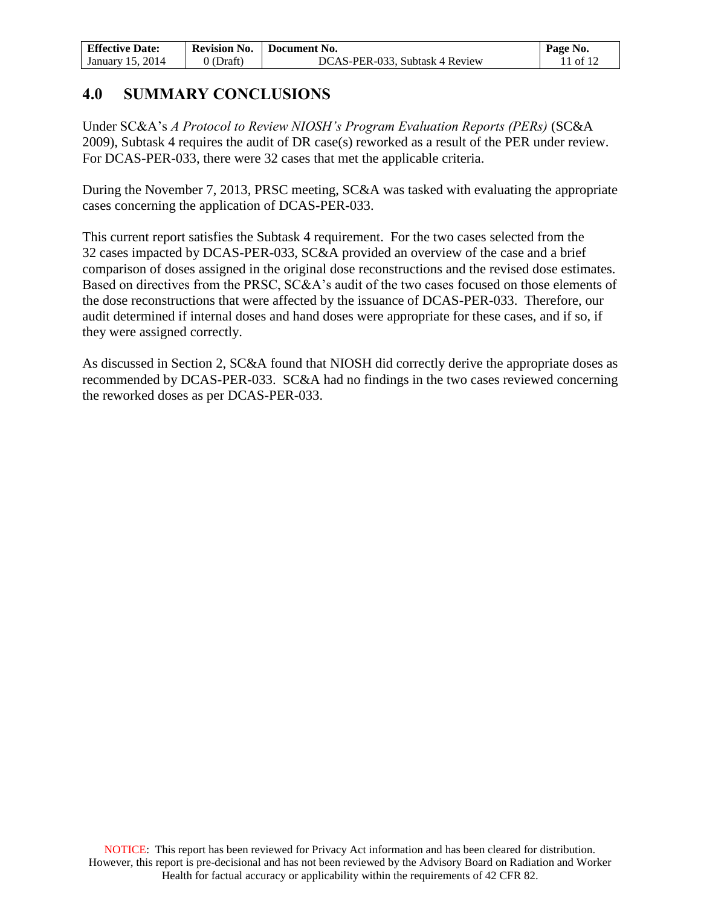## 4.0 SUMMARY CONCLUSIONS

Under SC&A's *A Protocol to Review NIOSH's Program Evaluation Reports (PERs)* (SC&A 2009), Subtask 4 requires the audit of DR case(s) reworked as a result of the PER under review. For DCAS-PER-033, there were 32 cases that met the applicable criteria.

During the November 7, 2013, PRSC meeting, SC&A was tasked with evaluating the appropriate cases concerning the application of DCAS-PER-033.

This current report satisfies the Subtask 4 requirement. For the two cases selected from the 32 cases impacted by DCAS-PER-033, SC&A provided an overview of the case and a brief comparison of doses assigned in the original dose reconstructions and the revised dose estimates. Based on directives from the PRSC, SC&A's audit of the two cases focused on those elements of the dose reconstructions that were affected by the issuance of DCAS-PER-033. Therefore, our audit determined if internal doses and hand doses were appropriate for these cases, and if so, if they were assigned correctly.

As discussed in Section 2, SC&A found that NIOSH did correctly derive the appropriate doses as recommended by DCAS-PER-033. SC&A had no findings in the two cases reviewed concerning the reworked doses as per DCAS-PER-033.

NOTICE: This report has been reviewed for Privacy Act information and has been cleared for distribution. However, this report is pre-decisional and has not been reviewed by the Advisory Board on Radiation and Worker Health for factual accuracy or applicability within the requirements of 42 CFR 82.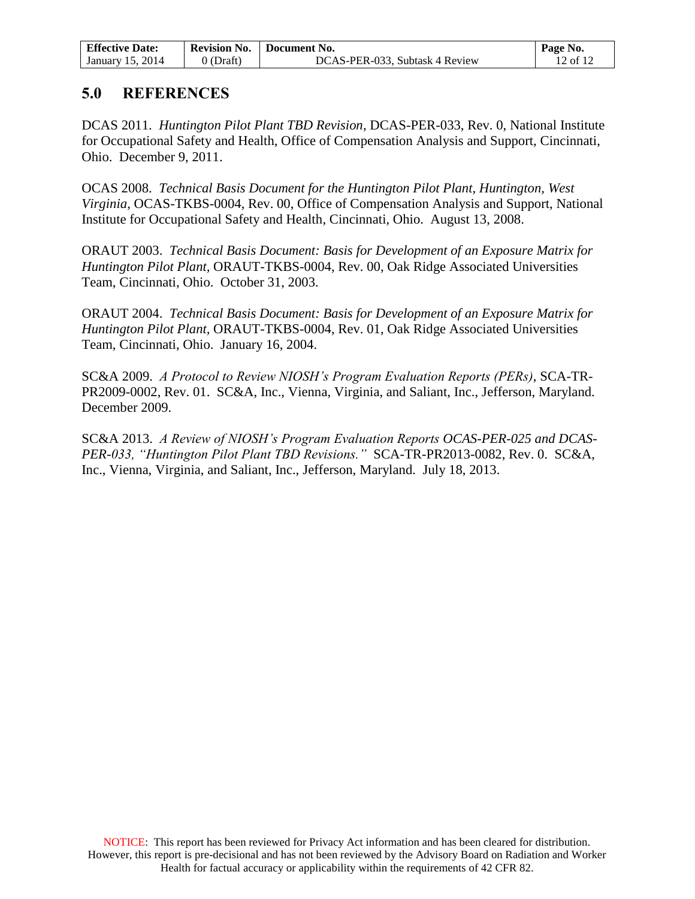## 5.0 REFERENCES

DCAS 2011. *Huntington Pilot Plant TBD Revision*, DCAS-PER-033, Rev. 0, National Institute for Occupational Safety and Health, Office of Compensation Analysis and Support, Cincinnati, Ohio. December 9, 2011.

OCAS 2008. *Technical Basis Document for the Huntington Pilot Plant, Huntington, West Virginia*, OCAS-TKBS-0004, Rev. 00, Office of Compensation Analysis and Support, National Institute for Occupational Safety and Health, Cincinnati, Ohio. August 13, 2008.

ORAUT 2003. *Technical Basis Document: Basis for Development of an Exposure Matrix for Huntington Pilot Plant*, ORAUT-TKBS-0004, Rev. 00, Oak Ridge Associated Universities Team, Cincinnati, Ohio. October 31, 2003.

ORAUT 2004. *Technical Basis Document: Basis for Development of an Exposure Matrix for Huntington Pilot Plant*, ORAUT-TKBS-0004, Rev. 01, Oak Ridge Associated Universities Team, Cincinnati, Ohio. January 16, 2004.

SC&A 2009. *A Protocol to Review NIOSH's Program Evaluation Reports (PERs)*, SCA-TR-PR2009-0002, Rev. 01. SC&A, Inc., Vienna, Virginia, and Saliant, Inc., Jefferson, Maryland. December 2009.

SC&A 2013. *A Review of NIOSH's Program Evaluation Reports OCAS-PER-025 and DCAS-PER-033, "Huntington Pilot Plant TBD Revisions."* SCA-TR-PR2013-0082, Rev. 0. SC&A, Inc., Vienna, Virginia, and Saliant, Inc., Jefferson, Maryland. July 18, 2013.

NOTICE: This report has been reviewed for Privacy Act information and has been cleared for distribution. However, this report is pre-decisional and has not been reviewed by the Advisory Board on Radiation and Worker Health for factual accuracy or applicability within the requirements of 42 CFR 82.